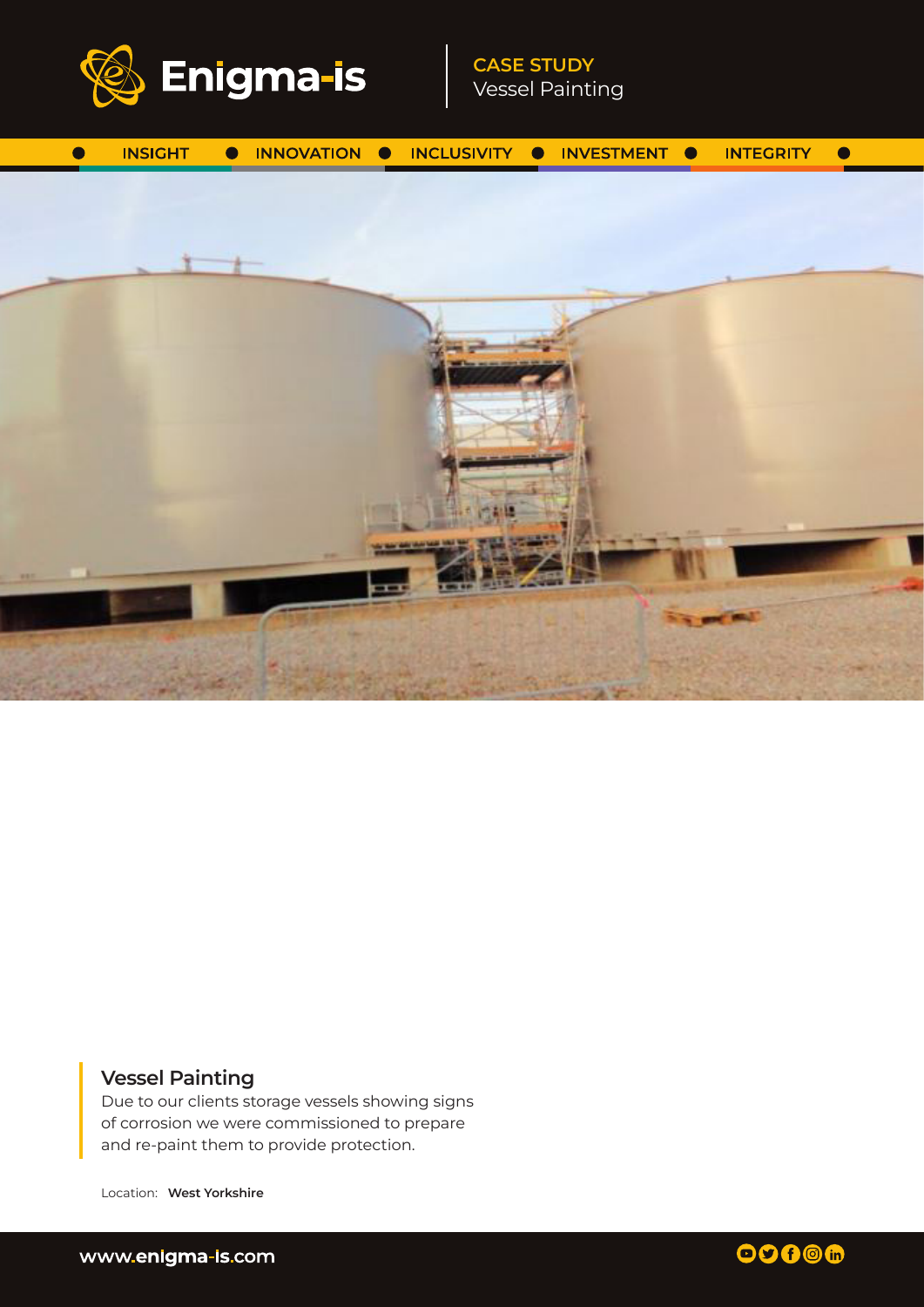Enigma-is

CASE STUDY
Vessel Painting

INSIGHT • INNOVATION • INCLUSIVITY • INVESTMENT • INTEGRITY

## Vessel Painting

Due to our clients storage vessels showing signs of corrosion we were commissioned to prepare and re-paint them to provide protection.

Location: **West Yorkshire**

www.enigma-is.com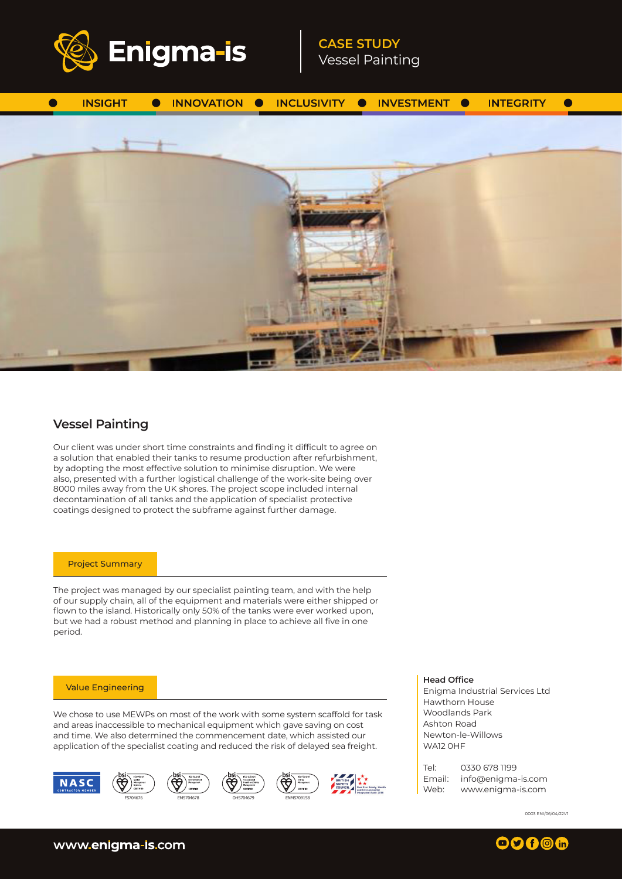# Enigma-is

**CASE STUDY**
Vessel Painting

INSIGHT • INNOVATION • INCLUSIVITY • INVESTMENT • INTEGRITY

## Vessel Painting

Our client was under short time constraints and finding it difficult to agree on a solution that enabled their tanks to resume production after refurbishment, by adopting the most effective solution to minimise disruption. We were also, presented with a further logistical challenge of the work-site being over 8000 miles away from the UK shores. The project scope included internal decontamination of all tanks and the application of specialist protective coatings designed to protect the subframe against further damage.

### Project Summary

The project was managed by our specialist painting team, and with the help of our supply chain, all of the equipment and materials were either shipped or flown to the island. Historically only 50% of the tanks were ever worked upon, but we had a robust method and planning in place to achieve all five in one period.

### Value Engineering

We chose to use MEWPs on most of the work with some system scaffold for task and areas inaccessible to mechanical equipment which gave saving on cost and time. We also determined the commencement date, which assisted our application of the specialist coating and reduced the risk of delayed sea freight.

NASC CONTRACTOR MEMBER

FS704676 EMS704678 OHS704679 ENMS709158

**Head Office**
Enigma Industrial Services Ltd
Hawthorn House
Woodlands Park
Ashton Road
Newton-le-Willows
WA12 0HF

Tel: 0330 678 1199
Email: info@enigma-is.com
Web: www.enigma-is.com

0003 ENI/06/04/22V1

www.enigma-is.com